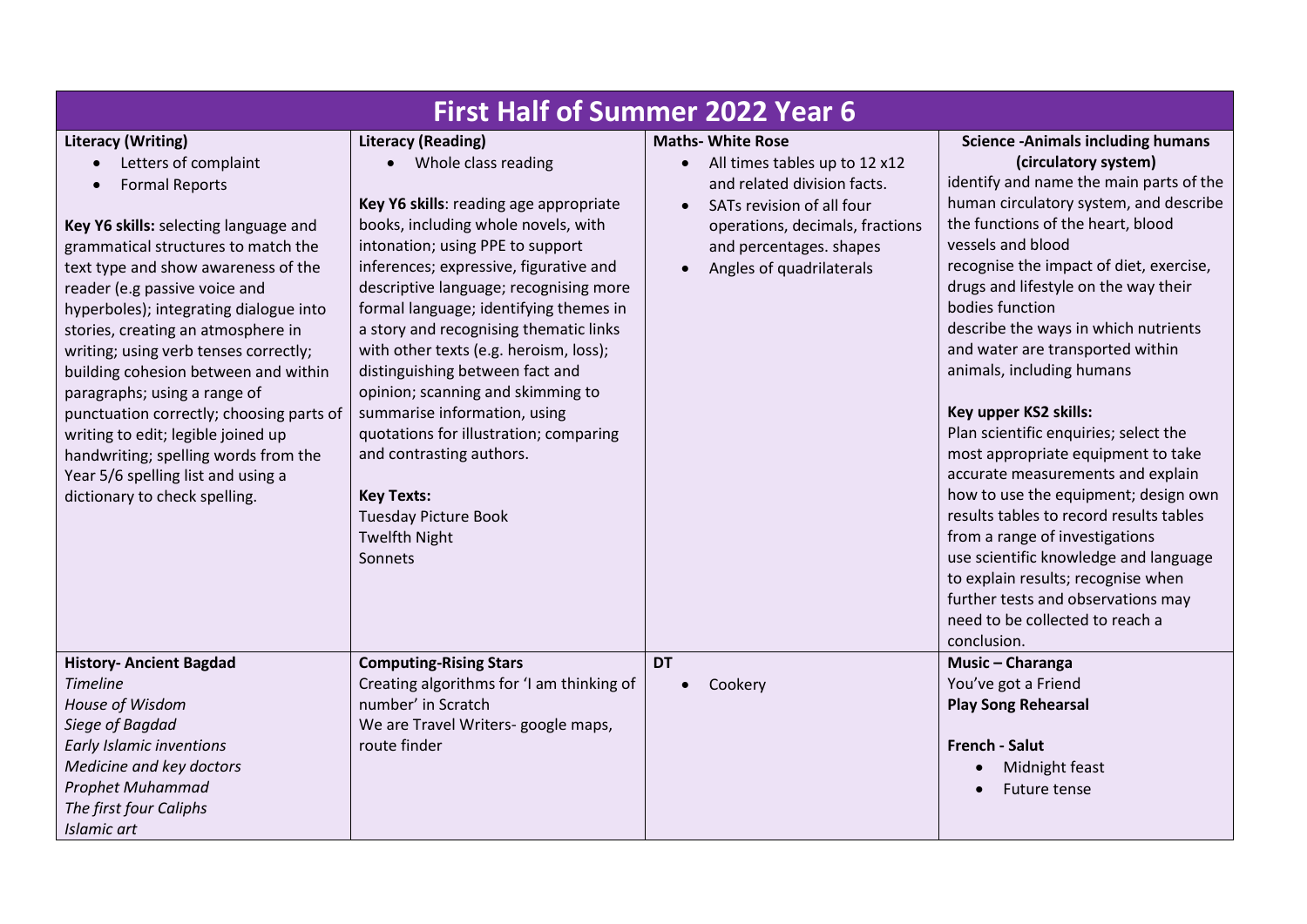# First Half of Summer 2022 Year 6

| Literacy (Writing) | Literacy (Reading) | Maths- White Rose | Science -Animals including humans (circulatory system) |
|---|---|---|---|
| • Letters of complaint<br>• Formal Reports<br><br>**Key Y6 skills:** selecting language and grammatical structures to match the text type and show awareness of the reader (e.g passive voice and hyperboles); integrating dialogue into stories, creating an atmosphere in writing; using verb tenses correctly; building cohesion between and within paragraphs; using a range of punctuation correctly; choosing parts of writing to edit; legible joined up handwriting; spelling words from the Year 5/6 spelling list and using a dictionary to check spelling. | • Whole class reading<br><br>**Key Y6 skills**: reading age appropriate books, including whole novels, with intonation; using PPE to support inferences; expressive, figurative and descriptive language; recognising more formal language; identifying themes in a story and recognising thematic links with other texts (e.g. heroism, loss); distinguishing between fact and opinion; scanning and skimming to summarise information, using quotations for illustration; comparing and contrasting authors.<br><br>**Key Texts:**<br>Tuesday Picture Book<br>Twelfth Night<br>Sonnets | • All times tables up to 12 x12 and related division facts.<br>• SATs revision of all four operations, decimals, fractions and percentages. shapes<br>• Angles of quadrilaterals | identify and name the main parts of the human circulatory system, and describe the functions of the heart, blood vessels and blood<br>recognise the impact of diet, exercise, drugs and lifestyle on the way their bodies function<br>describe the ways in which nutrients and water are transported within animals, including humans<br><br>**Key upper KS2 skills:**<br>Plan scientific enquiries; select the most appropriate equipment to take accurate measurements and explain how to use the equipment; design own results tables to record results tables from a range of investigations<br>use scientific knowledge and language to explain results; recognise when further tests and observations may need to be collected to reach a conclusion. |
| **History- Ancient Bagdad**<br>*Timeline*<br>*House of Wisdom*<br>*Siege of Bagdad*<br>*Early Islamic inventions*<br>*Medicine and key doctors*<br>*Prophet Muhammad*<br>*The first four Caliphs*<br>*Islamic art* | **Computing-Rising Stars**<br>Creating algorithms for 'I am thinking of number' in Scratch<br>We are Travel Writers- google maps, route finder | **DT**<br>• Cookery | **Music – Charanga**<br>You've got a Friend<br>**Play Song Rehearsal**<br><br>**French - Salut**<br>• Midnight feast<br>• Future tense |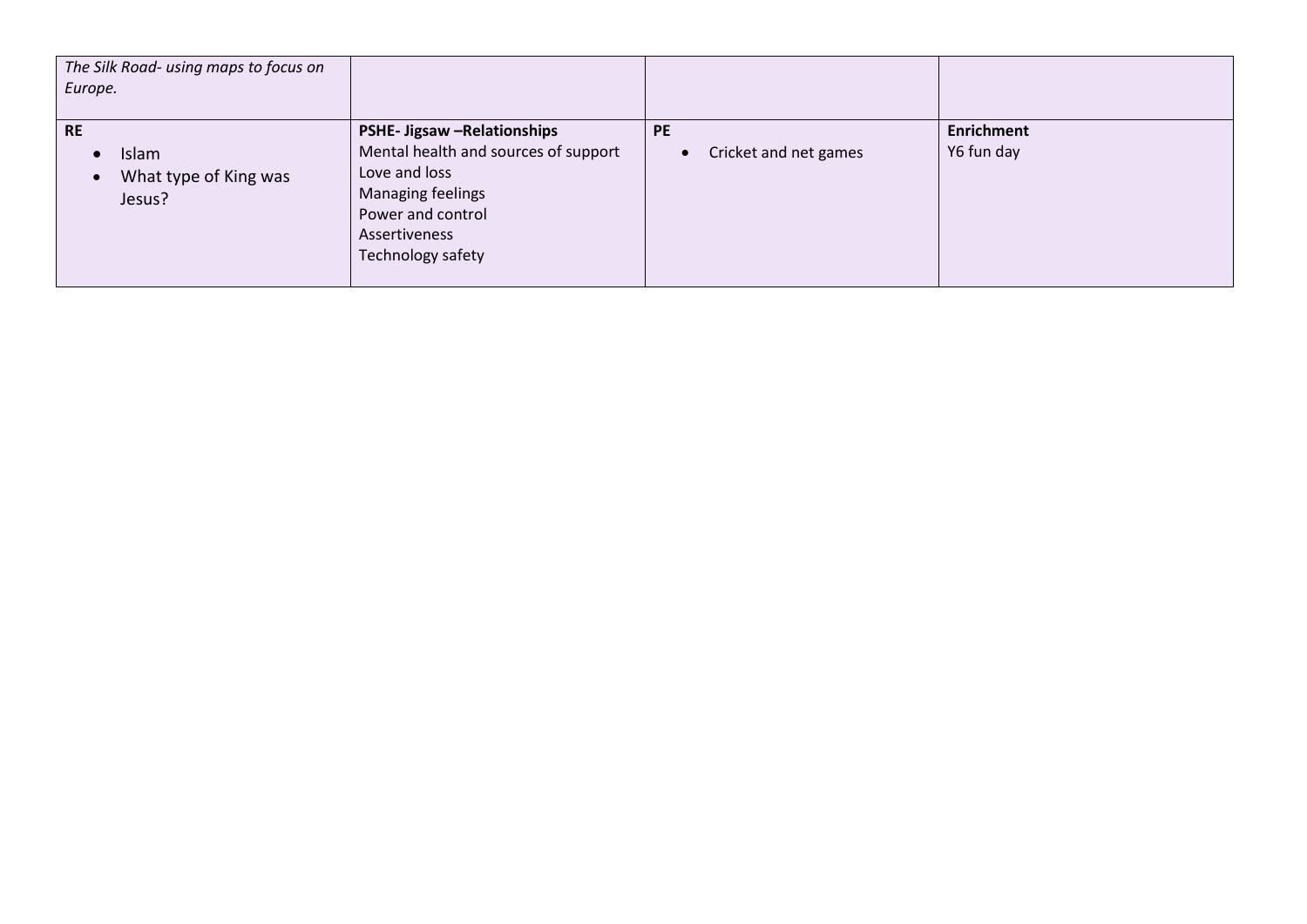| | | | |
|---|---|---|---|
| *The Silk Road- using maps to focus on Europe.* | | | |
| **RE**<br>• Islam<br>• What type of King was Jesus? | **PSHE- Jigsaw –Relationships**<br>Mental health and sources of support<br>Love and loss<br>Managing feelings<br>Power and control<br>Assertiveness<br>Technology safety | **PE**<br>• Cricket and net games | **Enrichment**<br>Y6 fun day |